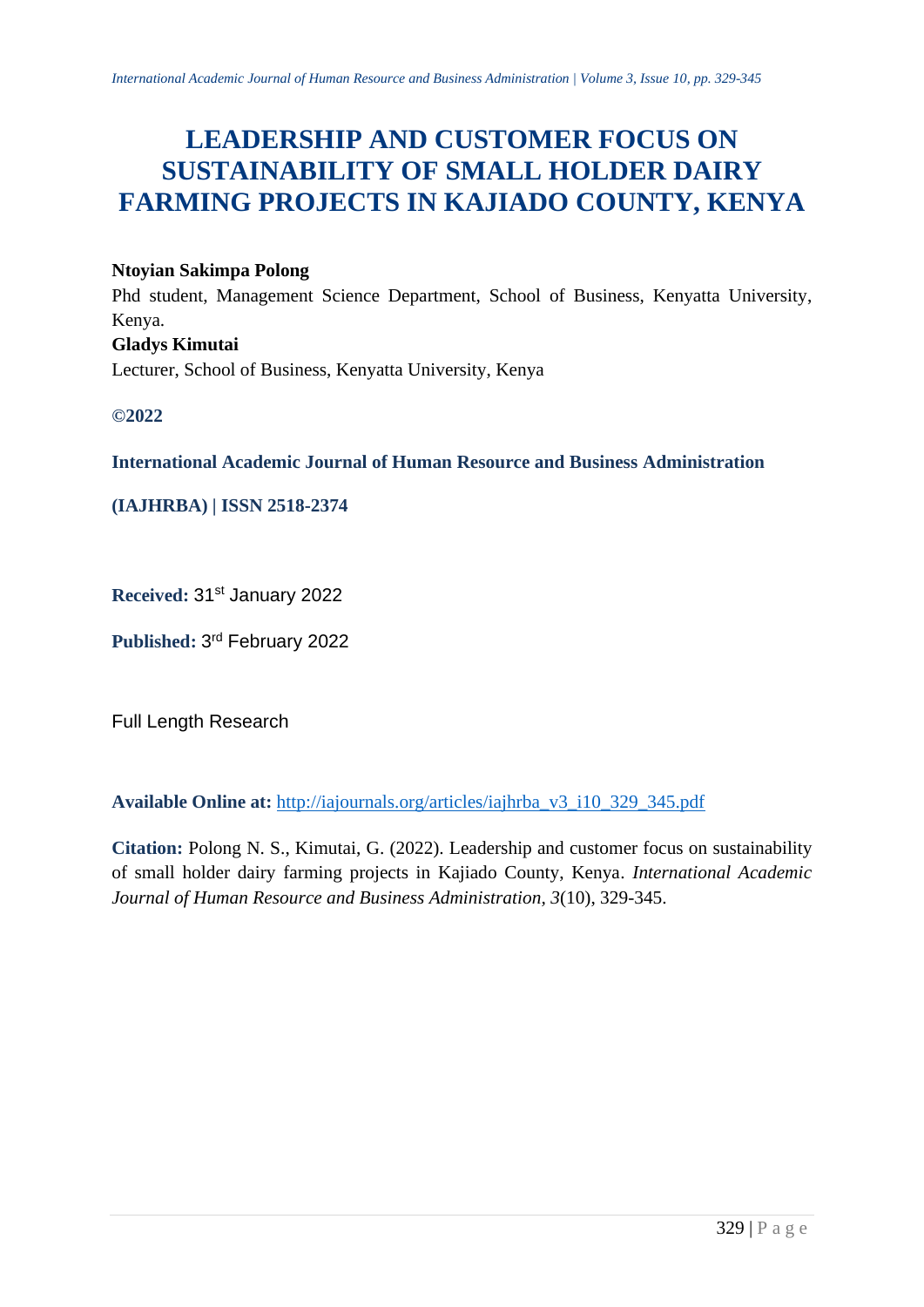# LEADERSHIP AND CUSTOMER FOCUS ON SUSTAINABILITY OF SMALL HOLDER DAIRY FARMING PROJECTS IN KAJIADO COUNTY, KENYA

**Ntoyian Sakimpa Polong**

Phd student, Management Science Department, School of Business, Kenyatta University, Kenya.

**Gladys Kimutai**

Lecturer, School of Business, Kenyatta University, Kenya

**©2022**

**International Academic Journal of Human Resource and Business Administration**

**(IAJHRBA) | ISSN 2518-2374**

**Received:** 31st January 2022

**Published:** 3rd February 2022

Full Length Research

**Available Online at:** http://iajournals.org/articles/iajhrba_v3_i10_329_345.pdf

**Citation:** Polong N. S., Kimutai, G. (2022). Leadership and customer focus on sustainability of small holder dairy farming projects in Kajiado County, Kenya. *International Academic Journal of Human Resource and Business Administration*, *3*(10), 329-345.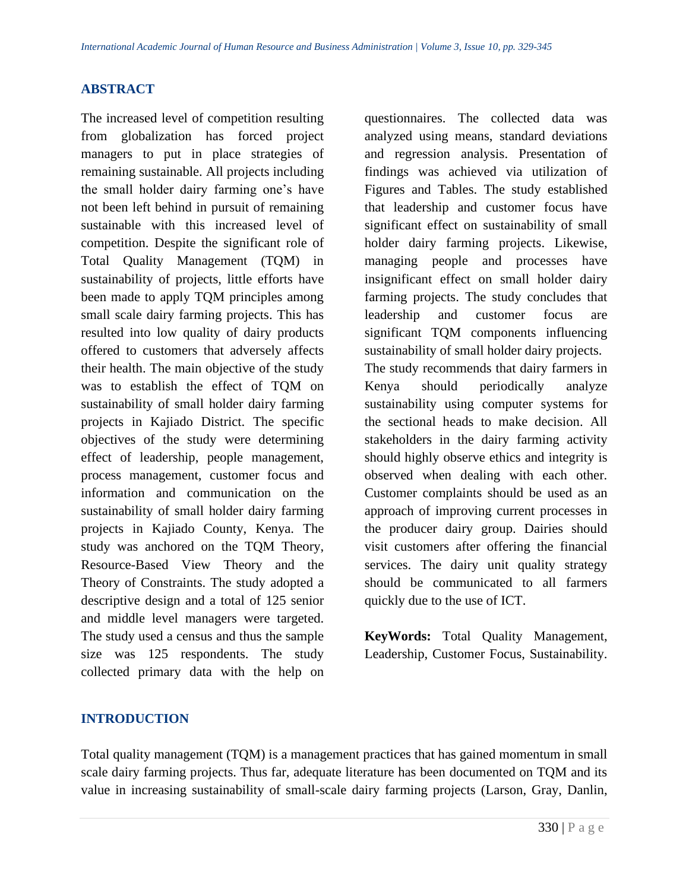## ABSTRACT

The increased level of competition resulting from globalization has forced project managers to put in place strategies of remaining sustainable. All projects including the small holder dairy farming one's have not been left behind in pursuit of remaining sustainable with this increased level of competition. Despite the significant role of Total Quality Management (TQM) in sustainability of projects, little efforts have been made to apply TQM principles among small scale dairy farming projects. This has resulted into low quality of dairy products offered to customers that adversely affects their health. The main objective of the study was to establish the effect of TQM on sustainability of small holder dairy farming projects in Kajiado District. The specific objectives of the study were determining effect of leadership, people management, process management, customer focus and information and communication on the sustainability of small holder dairy farming projects in Kajiado County, Kenya. The study was anchored on the TQM Theory, Resource-Based View Theory and the Theory of Constraints. The study adopted a descriptive design and a total of 125 senior and middle level managers were targeted. The study used a census and thus the sample size was 125 respondents. The study collected primary data with the help on questionnaires. The collected data was analyzed using means, standard deviations and regression analysis. Presentation of findings was achieved via utilization of Figures and Tables. The study established that leadership and customer focus have significant effect on sustainability of small holder dairy farming projects. Likewise, managing people and processes have insignificant effect on small holder dairy farming projects. The study concludes that leadership and customer focus are significant TQM components influencing sustainability of small holder dairy projects. The study recommends that dairy farmers in Kenya should periodically analyze sustainability using computer systems for the sectional heads to make decision. All stakeholders in the dairy farming activity should highly observe ethics and integrity is observed when dealing with each other. Customer complaints should be used as an approach of improving current processes in the producer dairy group. Dairies should visit customers after offering the financial services. The dairy unit quality strategy should be communicated to all farmers quickly due to the use of ICT.

**KeyWords:** Total Quality Management, Leadership, Customer Focus, Sustainability.

## INTRODUCTION

Total quality management (TQM) is a management practices that has gained momentum in small scale dairy farming projects. Thus far, adequate literature has been documented on TQM and its value in increasing sustainability of small-scale dairy farming projects (Larson, Gray, Danlin,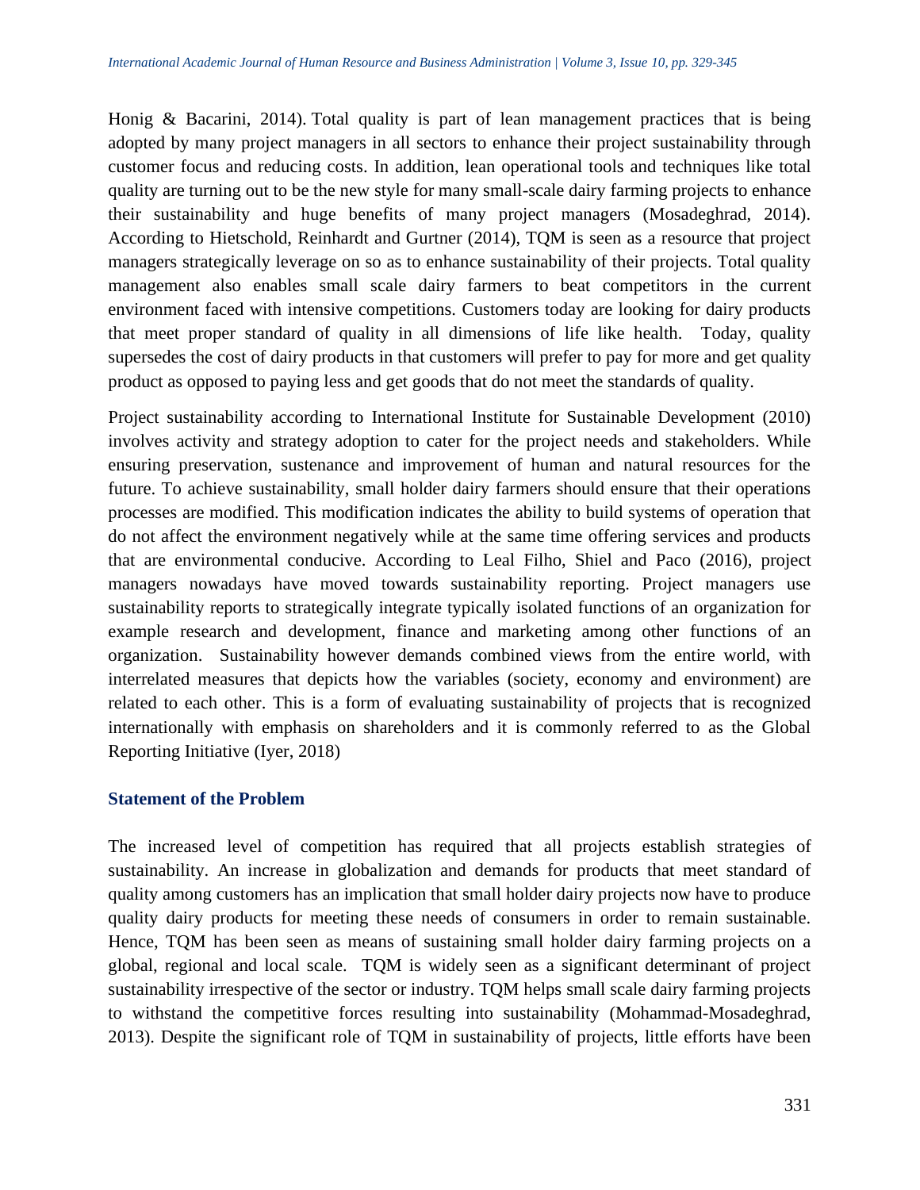Honig & Bacarini, 2014). Total quality is part of lean management practices that is being adopted by many project managers in all sectors to enhance their project sustainability through customer focus and reducing costs. In addition, lean operational tools and techniques like total quality are turning out to be the new style for many small-scale dairy farming projects to enhance their sustainability and huge benefits of many project managers (Mosadeghrad, 2014). According to Hietschold, Reinhardt and Gurtner (2014), TQM is seen as a resource that project managers strategically leverage on so as to enhance sustainability of their projects. Total quality management also enables small scale dairy farmers to beat competitors in the current environment faced with intensive competitions. Customers today are looking for dairy products that meet proper standard of quality in all dimensions of life like health. Today, quality supersedes the cost of dairy products in that customers will prefer to pay for more and get quality product as opposed to paying less and get goods that do not meet the standards of quality.

Project sustainability according to International Institute for Sustainable Development (2010) involves activity and strategy adoption to cater for the project needs and stakeholders. While ensuring preservation, sustenance and improvement of human and natural resources for the future. To achieve sustainability, small holder dairy farmers should ensure that their operations processes are modified. This modification indicates the ability to build systems of operation that do not affect the environment negatively while at the same time offering services and products that are environmental conducive. According to Leal Filho, Shiel and Paco (2016), project managers nowadays have moved towards sustainability reporting. Project managers use sustainability reports to strategically integrate typically isolated functions of an organization for example research and development, finance and marketing among other functions of an organization. Sustainability however demands combined views from the entire world, with interrelated measures that depicts how the variables (society, economy and environment) are related to each other. This is a form of evaluating sustainability of projects that is recognized internationally with emphasis on shareholders and it is commonly referred to as the Global Reporting Initiative (Iyer, 2018)

## Statement of the Problem

The increased level of competition has required that all projects establish strategies of sustainability. An increase in globalization and demands for products that meet standard of quality among customers has an implication that small holder dairy projects now have to produce quality dairy products for meeting these needs of consumers in order to remain sustainable. Hence, TQM has been seen as means of sustaining small holder dairy farming projects on a global, regional and local scale. TQM is widely seen as a significant determinant of project sustainability irrespective of the sector or industry. TQM helps small scale dairy farming projects to withstand the competitive forces resulting into sustainability (Mohammad-Mosadeghrad, 2013). Despite the significant role of TQM in sustainability of projects, little efforts have been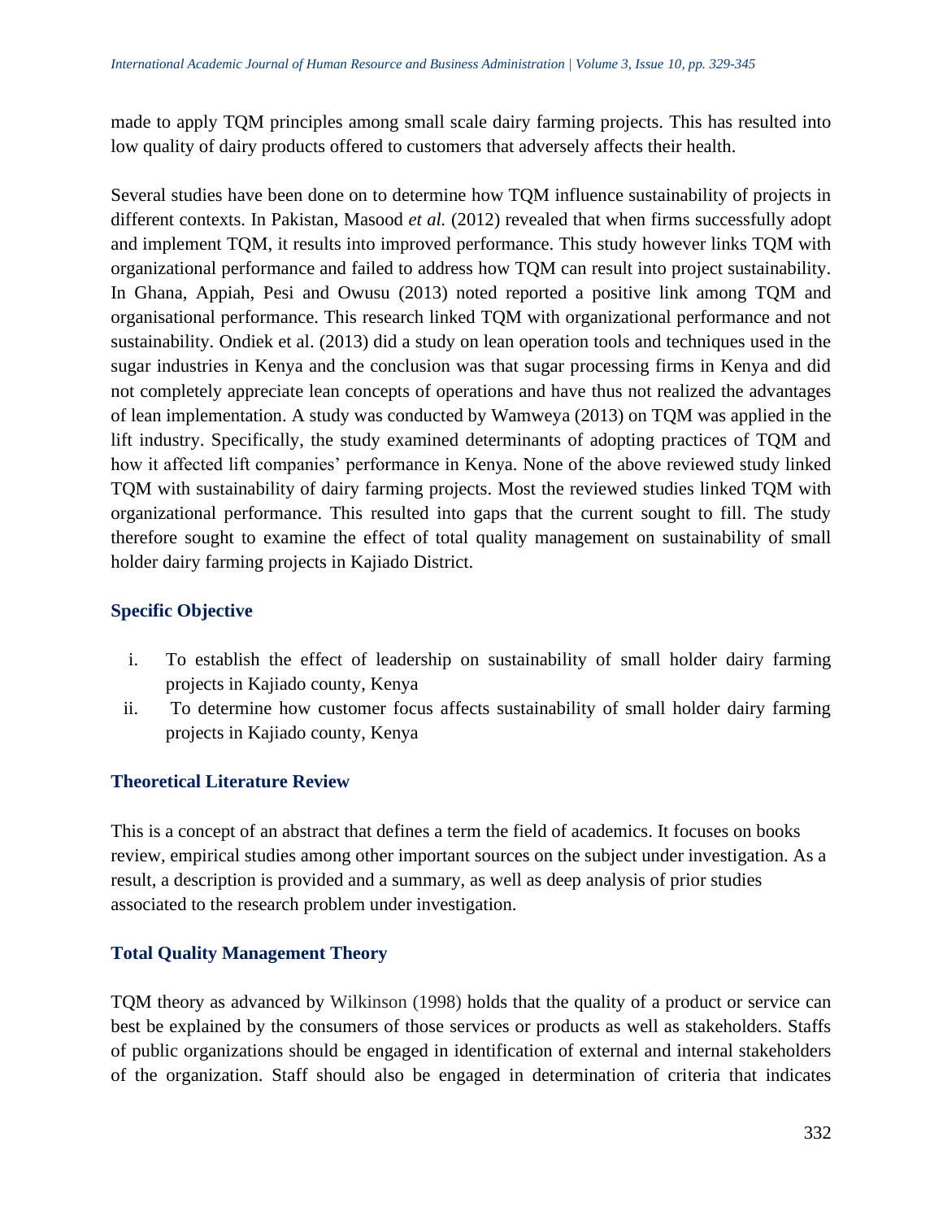made to apply TQM principles among small scale dairy farming projects. This has resulted into low quality of dairy products offered to customers that adversely affects their health.

Several studies have been done on to determine how TQM influence sustainability of projects in different contexts. In Pakistan, Masood *et al.* (2012) revealed that when firms successfully adopt and implement TQM, it results into improved performance. This study however links TQM with organizational performance and failed to address how TQM can result into project sustainability. In Ghana, Appiah, Pesi and Owusu (2013) noted reported a positive link among TQM and organisational performance. This research linked TQM with organizational performance and not sustainability. Ondiek et al. (2013) did a study on lean operation tools and techniques used in the sugar industries in Kenya and the conclusion was that sugar processing firms in Kenya and did not completely appreciate lean concepts of operations and have thus not realized the advantages of lean implementation. A study was conducted by Wamweya (2013) on TQM was applied in the lift industry. Specifically, the study examined determinants of adopting practices of TQM and how it affected lift companies' performance in Kenya. None of the above reviewed study linked TQM with sustainability of dairy farming projects. Most the reviewed studies linked TQM with organizational performance. This resulted into gaps that the current sought to fill. The study therefore sought to examine the effect of total quality management on sustainability of small holder dairy farming projects in Kajiado District.

## Specific Objective

i. To establish the effect of leadership on sustainability of small holder dairy farming projects in Kajiado county, Kenya
ii. To determine how customer focus affects sustainability of small holder dairy farming projects in Kajiado county, Kenya

## Theoretical Literature Review

This is a concept of an abstract that defines a term the field of academics. It focuses on books review, empirical studies among other important sources on the subject under investigation. As a result, a description is provided and a summary, as well as deep analysis of prior studies associated to the research problem under investigation.

## Total Quality Management Theory

TQM theory as advanced by Wilkinson (1998) holds that the quality of a product or service can best be explained by the consumers of those services or products as well as stakeholders. Staffs of public organizations should be engaged in identification of external and internal stakeholders of the organization. Staff should also be engaged in determination of criteria that indicates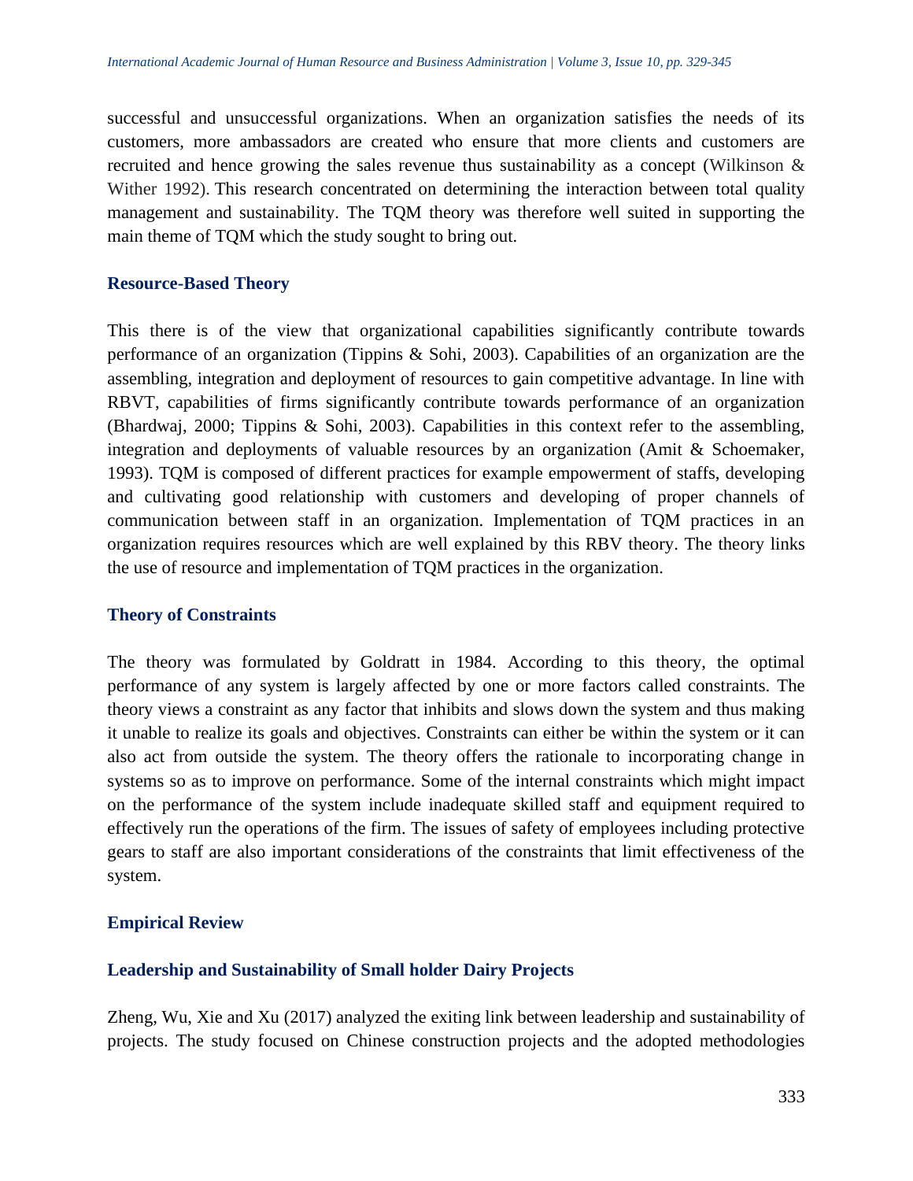successful and unsuccessful organizations. When an organization satisfies the needs of its customers, more ambassadors are created who ensure that more clients and customers are recruited and hence growing the sales revenue thus sustainability as a concept (Wilkinson & Wither 1992). This research concentrated on determining the interaction between total quality management and sustainability. The TQM theory was therefore well suited in supporting the main theme of TQM which the study sought to bring out.

### Resource-Based Theory

This there is of the view that organizational capabilities significantly contribute towards performance of an organization (Tippins & Sohi, 2003). Capabilities of an organization are the assembling, integration and deployment of resources to gain competitive advantage. In line with RBVT, capabilities of firms significantly contribute towards performance of an organization (Bhardwaj, 2000; Tippins & Sohi, 2003). Capabilities in this context refer to the assembling, integration and deployments of valuable resources by an organization (Amit & Schoemaker, 1993). TQM is composed of different practices for example empowerment of staffs, developing and cultivating good relationship with customers and developing of proper channels of communication between staff in an organization. Implementation of TQM practices in an organization requires resources which are well explained by this RBV theory. The theory links the use of resource and implementation of TQM practices in the organization.

### Theory of Constraints

The theory was formulated by Goldratt in 1984. According to this theory, the optimal performance of any system is largely affected by one or more factors called constraints. The theory views a constraint as any factor that inhibits and slows down the system and thus making it unable to realize its goals and objectives. Constraints can either be within the system or it can also act from outside the system. The theory offers the rationale to incorporating change in systems so as to improve on performance. Some of the internal constraints which might impact on the performance of the system include inadequate skilled staff and equipment required to effectively run the operations of the firm. The issues of safety of employees including protective gears to staff are also important considerations of the constraints that limit effectiveness of the system.

## Empirical Review

### Leadership and Sustainability of Small holder Dairy Projects

Zheng, Wu, Xie and Xu (2017) analyzed the exiting link between leadership and sustainability of projects. The study focused on Chinese construction projects and the adopted methodologies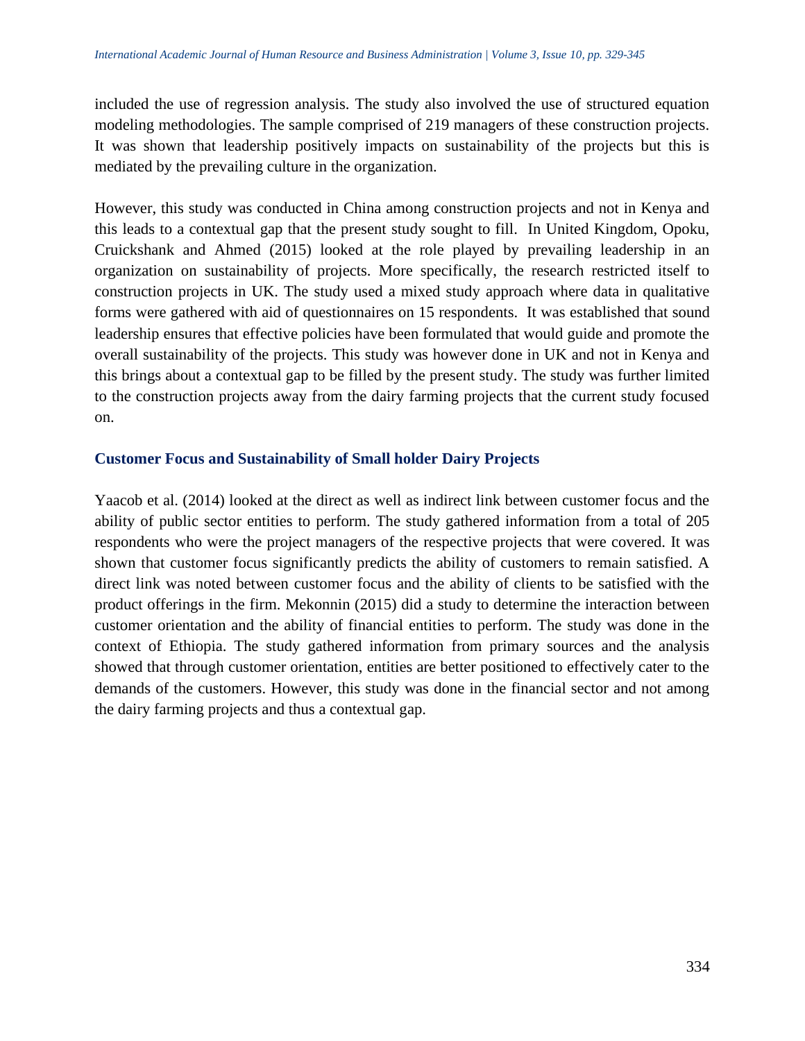included the use of regression analysis. The study also involved the use of structured equation modeling methodologies. The sample comprised of 219 managers of these construction projects. It was shown that leadership positively impacts on sustainability of the projects but this is mediated by the prevailing culture in the organization.

However, this study was conducted in China among construction projects and not in Kenya and this leads to a contextual gap that the present study sought to fill. In United Kingdom, Opoku, Cruickshank and Ahmed (2015) looked at the role played by prevailing leadership in an organization on sustainability of projects. More specifically, the research restricted itself to construction projects in UK. The study used a mixed study approach where data in qualitative forms were gathered with aid of questionnaires on 15 respondents. It was established that sound leadership ensures that effective policies have been formulated that would guide and promote the overall sustainability of the projects. This study was however done in UK and not in Kenya and this brings about a contextual gap to be filled by the present study. The study was further limited to the construction projects away from the dairy farming projects that the current study focused on.

### Customer Focus and Sustainability of Small holder Dairy Projects

Yaacob et al. (2014) looked at the direct as well as indirect link between customer focus and the ability of public sector entities to perform. The study gathered information from a total of 205 respondents who were the project managers of the respective projects that were covered. It was shown that customer focus significantly predicts the ability of customers to remain satisfied. A direct link was noted between customer focus and the ability of clients to be satisfied with the product offerings in the firm. Mekonnin (2015) did a study to determine the interaction between customer orientation and the ability of financial entities to perform. The study was done in the context of Ethiopia. The study gathered information from primary sources and the analysis showed that through customer orientation, entities are better positioned to effectively cater to the demands of the customers. However, this study was done in the financial sector and not among the dairy farming projects and thus a contextual gap.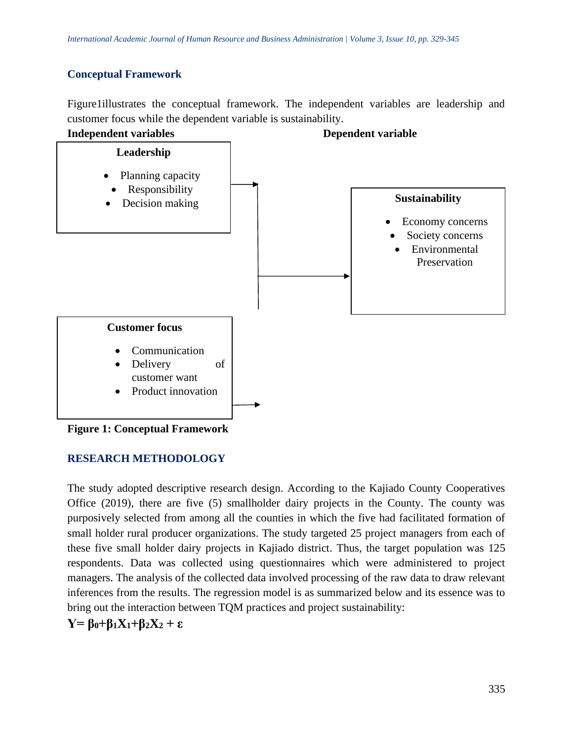## Conceptual Framework

Figure1illustrates the conceptual framework. The independent variables are leadership and customer focus while the dependent variable is sustainability.

**Independent variables** **Dependent variable**

**Leadership**

- Planning capacity
- Responsibility
- Decision making

**Sustainability**

- Economy concerns
- Society concerns
- Environmental Preservation

**Customer focus**

- Communication
- Delivery of customer want
- Product innovation

**Figure 1: Conceptual Framework**

## RESEARCH METHODOLOGY

The study adopted descriptive research design. According to the Kajiado County Cooperatives Office (2019), there are five (5) smallholder dairy projects in the County. The county was purposively selected from among all the counties in which the five had facilitated formation of small holder rural producer organizations. The study targeted 25 project managers from each of these five small holder dairy projects in Kajiado district. Thus, the target population was 125 respondents. Data was collected using questionnaires which were administered to project managers. The analysis of the collected data involved processing of the raw data to draw relevant inferences from the results. The regression model is as summarized below and its essence was to bring out the interaction between TQM practices and project sustainability:

$$Y = \beta_0 + \beta_1 X_1 + \beta_2 X_2 + \varepsilon$$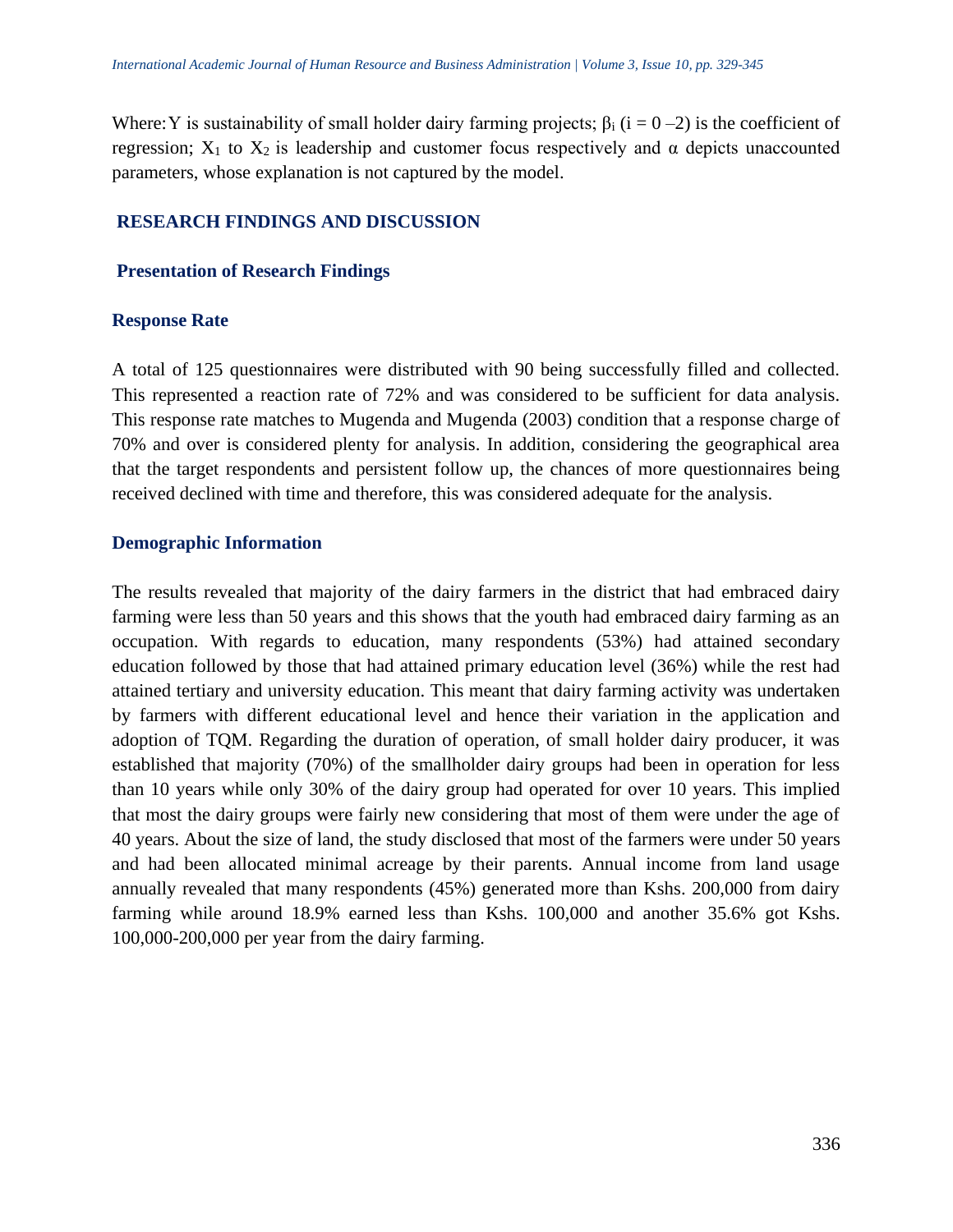Where: Y is sustainability of small holder dairy farming projects; $\beta_i$ ($i = 0 - 2$) is the coefficient of regression; $X_1$ to $X_2$ is leadership and customer focus respectively and $\alpha$ depicts unaccounted parameters, whose explanation is not captured by the model.

## RESEARCH FINDINGS AND DISCUSSION

### Presentation of Research Findings

#### Response Rate

A total of 125 questionnaires were distributed with 90 being successfully filled and collected. This represented a reaction rate of 72% and was considered to be sufficient for data analysis. This response rate matches to Mugenda and Mugenda (2003) condition that a response charge of 70% and over is considered plenty for analysis. In addition, considering the geographical area that the target respondents and persistent follow up, the chances of more questionnaires being received declined with time and therefore, this was considered adequate for the analysis.

#### Demographic Information

The results revealed that majority of the dairy farmers in the district that had embraced dairy farming were less than 50 years and this shows that the youth had embraced dairy farming as an occupation. With regards to education, many respondents (53%) had attained secondary education followed by those that had attained primary education level (36%) while the rest had attained tertiary and university education. This meant that dairy farming activity was undertaken by farmers with different educational level and hence their variation in the application and adoption of TQM. Regarding the duration of operation, of small holder dairy producer, it was established that majority (70%) of the smallholder dairy groups had been in operation for less than 10 years while only 30% of the dairy group had operated for over 10 years. This implied that most the dairy groups were fairly new considering that most of them were under the age of 40 years. About the size of land, the study disclosed that most of the farmers were under 50 years and had been allocated minimal acreage by their parents. Annual income from land usage annually revealed that many respondents (45%) generated more than Kshs. 200,000 from dairy farming while around 18.9% earned less than Kshs. 100,000 and another 35.6% got Kshs. 100,000-200,000 per year from the dairy farming.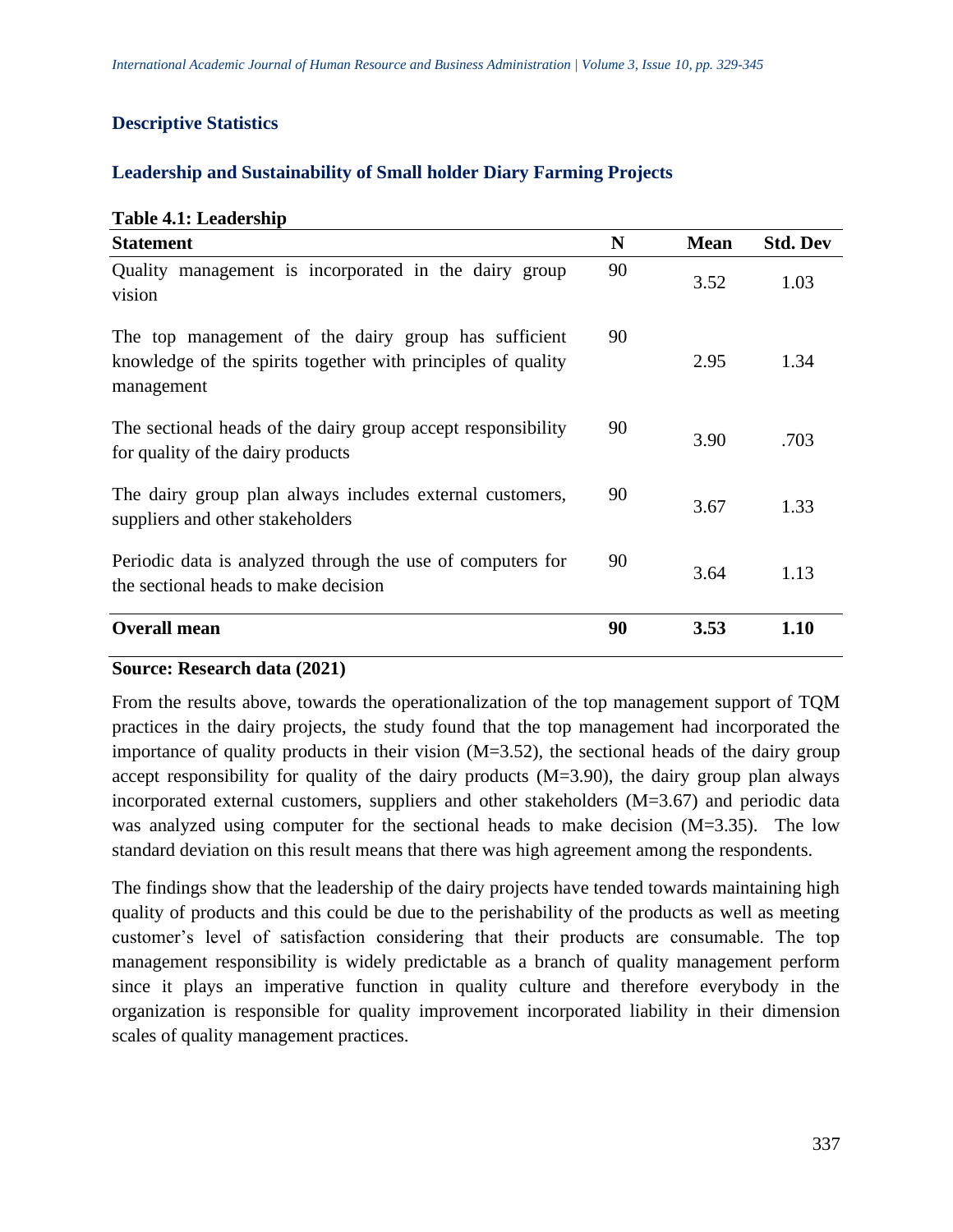### Descriptive Statistics

### Leadership and Sustainability of Small holder Diary Farming Projects

**Table 4.1: Leadership**

| Statement | N | Mean | Std. Dev |
|---|---|---|---|
| Quality management is incorporated in the dairy group vision | 90 | 3.52 | 1.03 |
| The top management of the dairy group has sufficient knowledge of the spirits together with principles of quality management | 90 | 2.95 | 1.34 |
| The sectional heads of the dairy group accept responsibility for quality of the dairy products | 90 | 3.90 | .703 |
| The dairy group plan always includes external customers, suppliers and other stakeholders | 90 | 3.67 | 1.33 |
| Periodic data is analyzed through the use of computers for the sectional heads to make decision | 90 | 3.64 | 1.13 |
| **Overall mean** | **90** | **3.53** | **1.10** |

**Source: Research data (2021)**

From the results above, towards the operationalization of the top management support of TQM practices in the dairy projects, the study found that the top management had incorporated the importance of quality products in their vision (M=3.52), the sectional heads of the dairy group accept responsibility for quality of the dairy products (M=3.90), the dairy group plan always incorporated external customers, suppliers and other stakeholders (M=3.67) and periodic data was analyzed using computer for the sectional heads to make decision (M=3.35). The low standard deviation on this result means that there was high agreement among the respondents.

The findings show that the leadership of the dairy projects have tended towards maintaining high quality of products and this could be due to the perishability of the products as well as meeting customer's level of satisfaction considering that their products are consumable. The top management responsibility is widely predictable as a branch of quality management perform since it plays an imperative function in quality culture and therefore everybody in the organization is responsible for quality improvement incorporated liability in their dimension scales of quality management practices.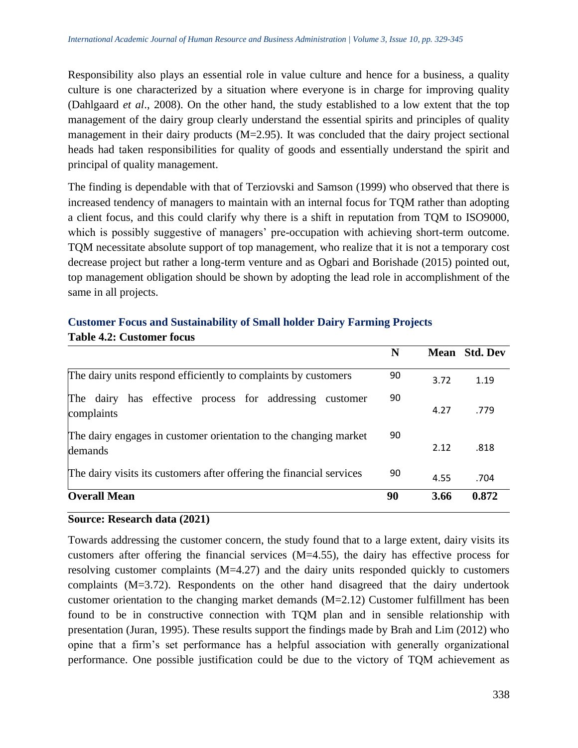Responsibility also plays an essential role in value culture and hence for a business, a quality culture is one characterized by a situation where everyone is in charge for improving quality (Dahlgaard *et al*., 2008). On the other hand, the study established to a low extent that the top management of the dairy group clearly understand the essential spirits and principles of quality management in their dairy products (M=2.95). It was concluded that the dairy project sectional heads had taken responsibilities for quality of goods and essentially understand the spirit and principal of quality management.

The finding is dependable with that of Terziovski and Samson (1999) who observed that there is increased tendency of managers to maintain with an internal focus for TQM rather than adopting a client focus, and this could clarify why there is a shift in reputation from TQM to ISO9000, which is possibly suggestive of managers' pre-occupation with achieving short-term outcome. TQM necessitate absolute support of top management, who realize that it is not a temporary cost decrease project but rather a long-term venture and as Ogbari and Borishade (2015) pointed out, top management obligation should be shown by adopting the lead role in accomplishment of the same in all projects.

### Customer Focus and Sustainability of Small holder Dairy Farming Projects

**Table 4.2: Customer focus**

| | N | Mean | Std. Dev |
|---|---|---|---|
| The dairy units respond efficiently to complaints by customers | 90 | 3.72 | 1.19 |
| The dairy has effective process for addressing customer complaints | 90 | 4.27 | .779 |
| The dairy engages in customer orientation to the changing market demands | 90 | 2.12 | .818 |
| The dairy visits its customers after offering the financial services | 90 | 4.55 | .704 |
| **Overall Mean** | **90** | **3.66** | **0.872** |

**Source: Research data (2021)**

Towards addressing the customer concern, the study found that to a large extent, dairy visits its customers after offering the financial services (M=4.55), the dairy has effective process for resolving customer complaints (M=4.27) and the dairy units responded quickly to customers complaints (M=3.72). Respondents on the other hand disagreed that the dairy undertook customer orientation to the changing market demands (M=2.12) Customer fulfillment has been found to be in constructive connection with TQM plan and in sensible relationship with presentation (Juran, 1995). These results support the findings made by Brah and Lim (2012) who opine that a firm's set performance has a helpful association with generally organizational performance. One possible justification could be due to the victory of TQM achievement as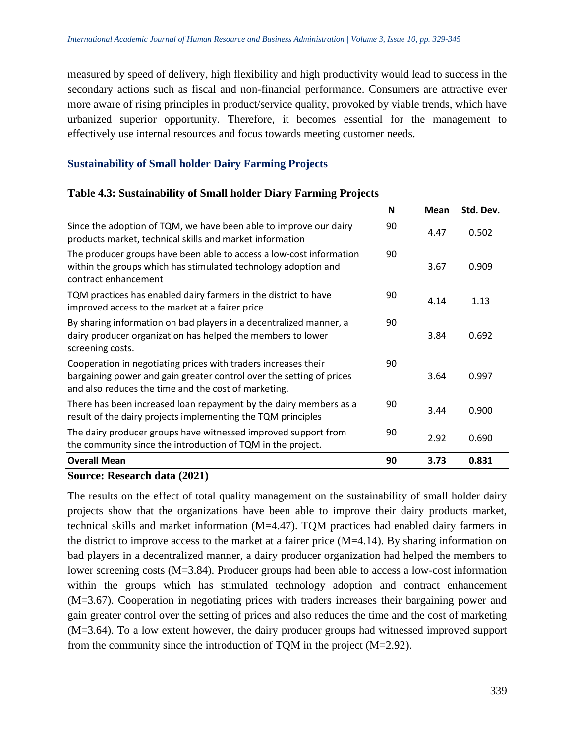measured by speed of delivery, high flexibility and high productivity would lead to success in the secondary actions such as fiscal and non-financial performance. Consumers are attractive ever more aware of rising principles in product/service quality, provoked by viable trends, which have urbanized superior opportunity. Therefore, it becomes essential for the management to effectively use internal resources and focus towards meeting customer needs.

### Sustainability of Small holder Dairy Farming Projects

**Table 4.3: Sustainability of Small holder Diary Farming Projects**

| | N | Mean | Std. Dev. |
|---|---|---|---|
| Since the adoption of TQM, we have been able to improve our dairy products market, technical skills and market information | 90 | 4.47 | 0.502 |
| The producer groups have been able to access a low-cost information within the groups which has stimulated technology adoption and contract enhancement | 90 | 3.67 | 0.909 |
| TQM practices has enabled dairy farmers in the district to have improved access to the market at a fairer price | 90 | 4.14 | 1.13 |
| By sharing information on bad players in a decentralized manner, a dairy producer organization has helped the members to lower screening costs. | 90 | 3.84 | 0.692 |
| Cooperation in negotiating prices with traders increases their bargaining power and gain greater control over the setting of prices and also reduces the time and the cost of marketing. | 90 | 3.64 | 0.997 |
| There has been increased loan repayment by the dairy members as a result of the dairy projects implementing the TQM principles | 90 | 3.44 | 0.900 |
| The dairy producer groups have witnessed improved support from the community since the introduction of TQM in the project. | 90 | 2.92 | 0.690 |
| **Overall Mean** | **90** | **3.73** | **0.831** |

**Source: Research data (2021)**

The results on the effect of total quality management on the sustainability of small holder dairy projects show that the organizations have been able to improve their dairy products market, technical skills and market information (M=4.47). TQM practices had enabled dairy farmers in the district to improve access to the market at a fairer price (M=4.14). By sharing information on bad players in a decentralized manner, a dairy producer organization had helped the members to lower screening costs (M=3.84). Producer groups had been able to access a low-cost information within the groups which has stimulated technology adoption and contract enhancement (M=3.67). Cooperation in negotiating prices with traders increases their bargaining power and gain greater control over the setting of prices and also reduces the time and the cost of marketing (M=3.64). To a low extent however, the dairy producer groups had witnessed improved support from the community since the introduction of TQM in the project (M=2.92).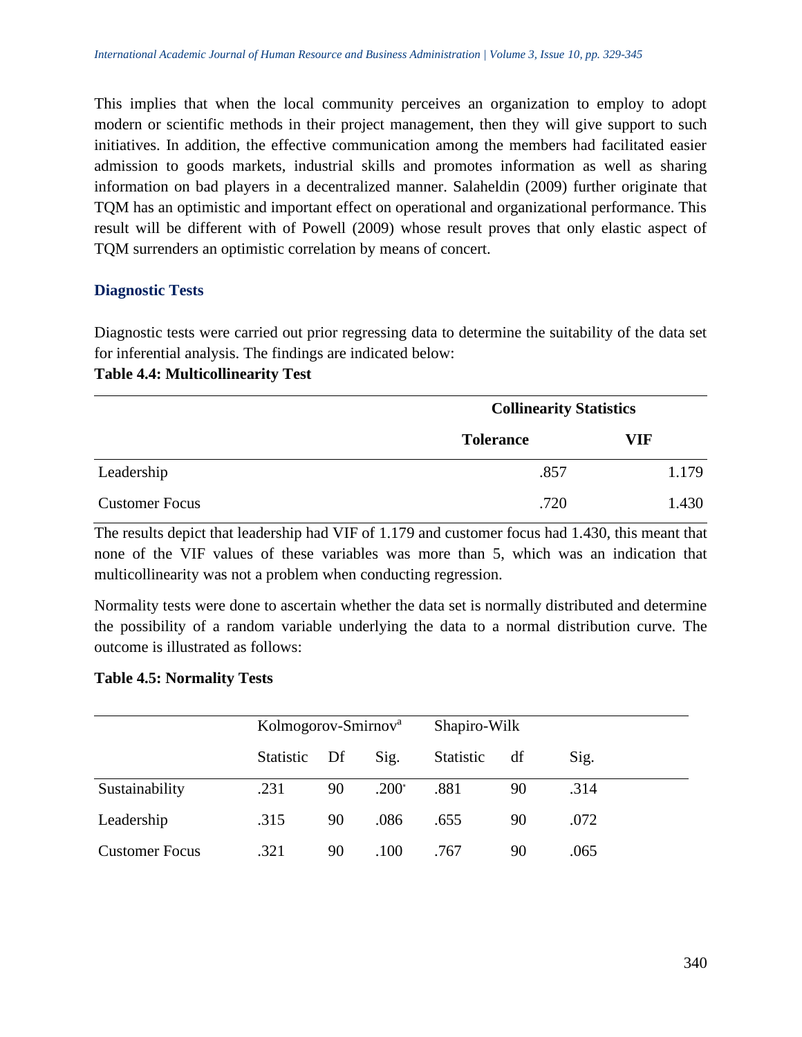This implies that when the local community perceives an organization to employ to adopt modern or scientific methods in their project management, then they will give support to such initiatives. In addition, the effective communication among the members had facilitated easier admission to goods markets, industrial skills and promotes information as well as sharing information on bad players in a decentralized manner. Salaheldin (2009) further originate that TQM has an optimistic and important effect on operational and organizational performance. This result will be different with of Powell (2009) whose result proves that only elastic aspect of TQM surrenders an optimistic correlation by means of concert.

## Diagnostic Tests

Diagnostic tests were carried out prior regressing data to determine the suitability of the data set for inferential analysis. The findings are indicated below:

**Table 4.4: Multicollinearity Test**

| | Collinearity Statistics | |
|---|---|---|
| | **Tolerance** | **VIF** |
| Leadership | .857 | 1.179 |
| Customer Focus | .720 | 1.430 |

The results depict that leadership had VIF of 1.179 and customer focus had 1.430, this meant that none of the VIF values of these variables was more than 5, which was an indication that multicollinearity was not a problem when conducting regression.

Normality tests were done to ascertain whether the data set is normally distributed and determine the possibility of a random variable underlying the data to a normal distribution curve. The outcome is illustrated as follows:

**Table 4.5: Normality Tests**

| | Kolmogorov-Smirnov[a] | | | Shapiro-Wilk | | |
|---|---|---|---|---|---|---|
| | Statistic | Df | Sig. | Statistic | df | Sig. |
| Sustainability | .231 | 90 | .200* | .881 | 90 | .314 |
| Leadership | .315 | 90 | .086 | .655 | 90 | .072 |
| Customer Focus | .321 | 90 | .100 | .767 | 90 | .065 |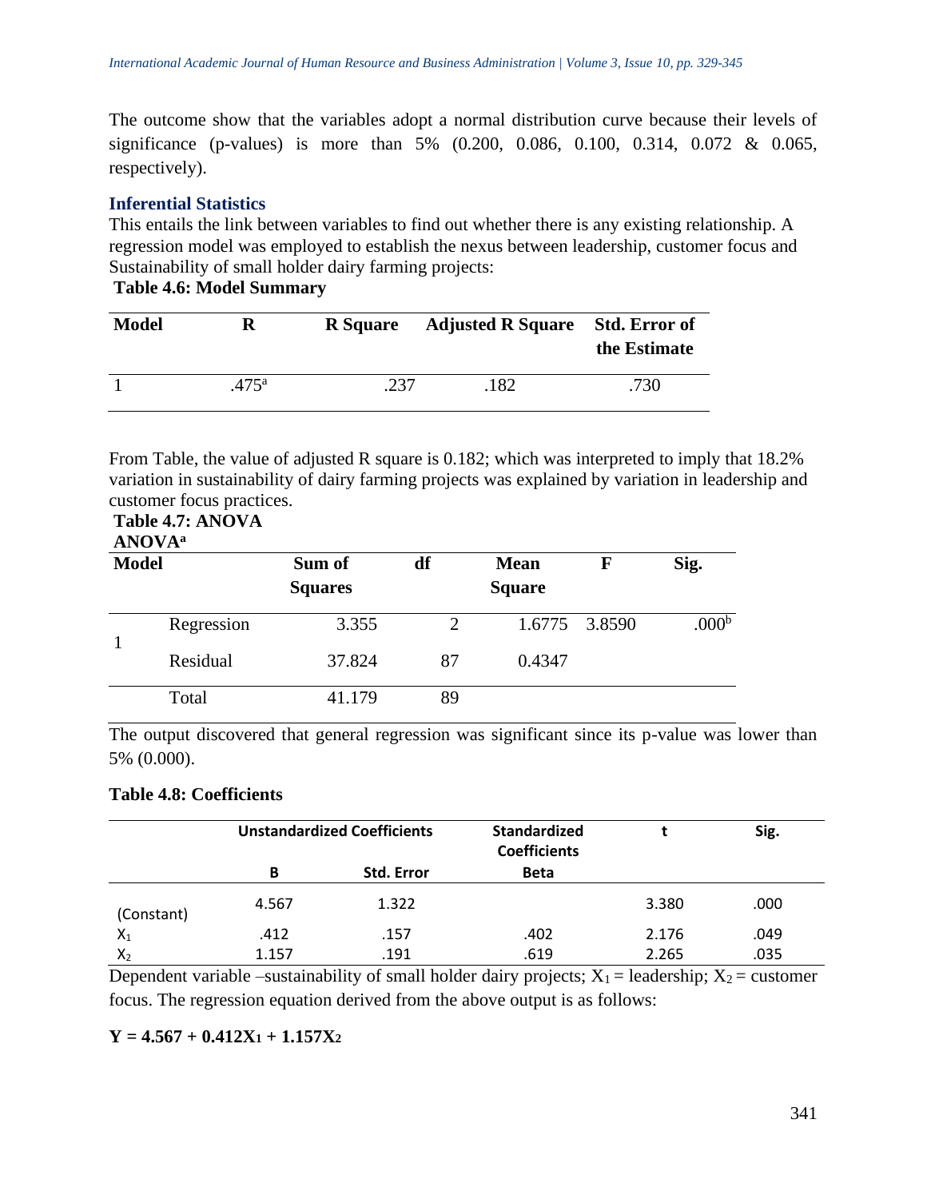The outcome show that the variables adopt a normal distribution curve because their levels of significance (p-values) is more than 5% (0.200, 0.086, 0.100, 0.314, 0.072 & 0.065, respectively).

### Inferential Statistics

This entails the link between variables to find out whether there is any existing relationship. A regression model was employed to establish the nexus between leadership, customer focus and Sustainability of small holder dairy farming projects:

**Table 4.6: Model Summary**

| Model | R | R Square | Adjusted R Square | Std. Error of the Estimate |
|---|---|---|---|---|
| 1 | .475[a] | .237 | .182 | .730 |

From Table, the value of adjusted R square is 0.182; which was interpreted to imply that 18.2% variation in sustainability of dairy farming projects was explained by variation in leadership and customer focus practices.

**Table 4.7: ANOVA**

**ANOVA[a]**

| Model | | Sum of Squares | df | Mean Square | F | Sig. |
|---|---|---|---|---|---|---|
| 1 | Regression | 3.355 | 2 | 1.6775 | 3.8590 | .000[b] |
| | Residual | 37.824 | 87 | 0.4347 | | |
| | Total | 41.179 | 89 | | | |

The output discovered that general regression was significant since its p-value was lower than 5% (0.000).

**Table 4.8: Coefficients**

| | Unstandardized Coefficients | | Standardized Coefficients | t | Sig. |
|---|---|---|---|---|---|
| | B | Std. Error | Beta | | |
| (Constant) | 4.567 | 1.322 | | 3.380 | .000 |
| $X_1$ | .412 | .157 | .402 | 2.176 | .049 |
| $X_2$ | 1.157 | .191 | .619 | 2.265 | .035 |

Dependent variable –sustainability of small holder dairy projects; $X_1$ = leadership; $X_2$ = customer focus. The regression equation derived from the above output is as follows:

$$\mathbf{Y = 4.567 + 0.412X_1 + 1.157X_2}$$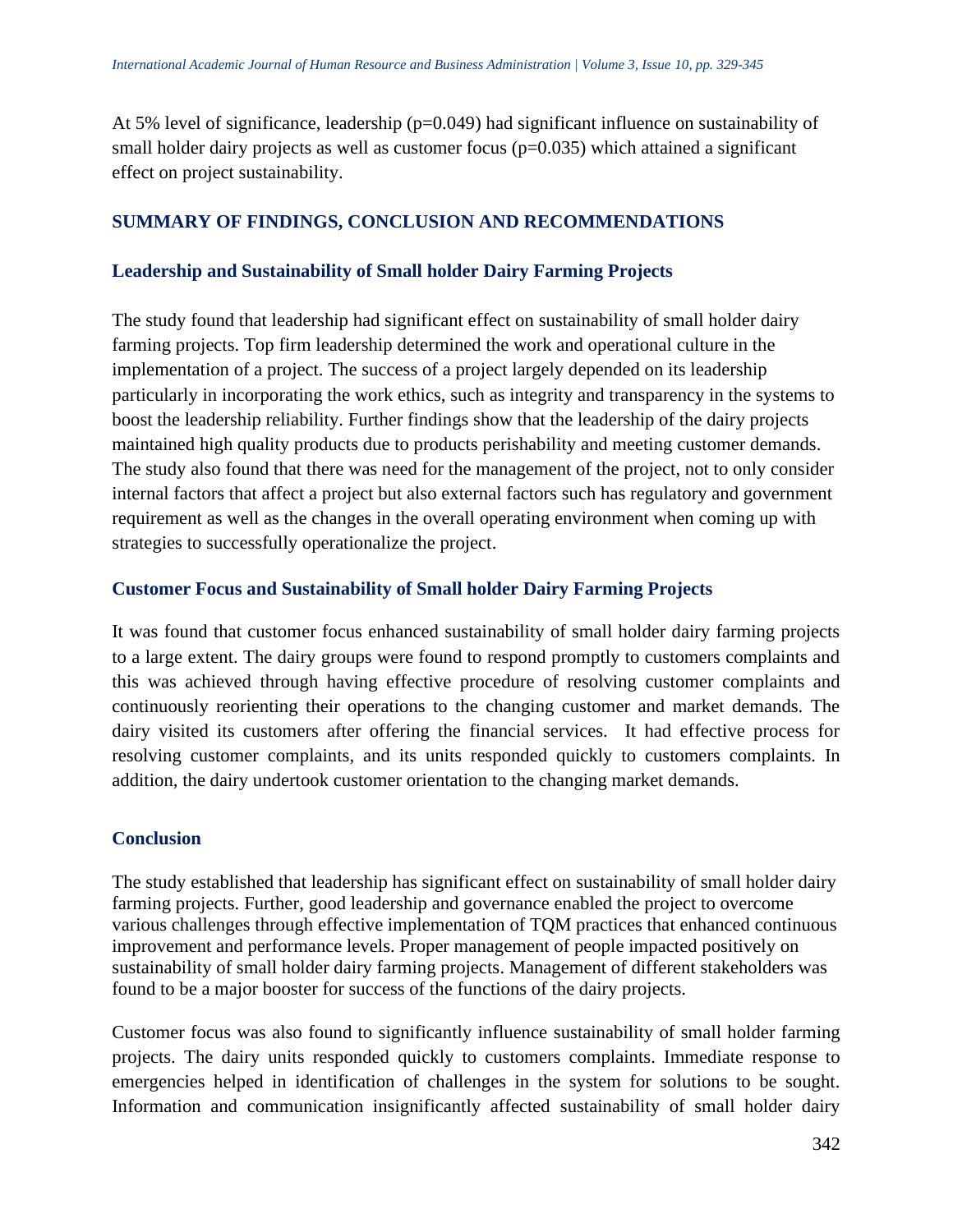At 5% level of significance, leadership ($p=0.049$) had significant influence on sustainability of small holder dairy projects as well as customer focus ($p=0.035$) which attained a significant effect on project sustainability.

## SUMMARY OF FINDINGS, CONCLUSION AND RECOMMENDATIONS

### Leadership and Sustainability of Small holder Dairy Farming Projects

The study found that leadership had significant effect on sustainability of small holder dairy farming projects. Top firm leadership determined the work and operational culture in the implementation of a project. The success of a project largely depended on its leadership particularly in incorporating the work ethics, such as integrity and transparency in the systems to boost the leadership reliability. Further findings show that the leadership of the dairy projects maintained high quality products due to products perishability and meeting customer demands. The study also found that there was need for the management of the project, not to only consider internal factors that affect a project but also external factors such has regulatory and government requirement as well as the changes in the overall operating environment when coming up with strategies to successfully operationalize the project.

### Customer Focus and Sustainability of Small holder Dairy Farming Projects

It was found that customer focus enhanced sustainability of small holder dairy farming projects to a large extent. The dairy groups were found to respond promptly to customers complaints and this was achieved through having effective procedure of resolving customer complaints and continuously reorienting their operations to the changing customer and market demands. The dairy visited its customers after offering the financial services. It had effective process for resolving customer complaints, and its units responded quickly to customers complaints. In addition, the dairy undertook customer orientation to the changing market demands.

### Conclusion

The study established that leadership has significant effect on sustainability of small holder dairy farming projects. Further, good leadership and governance enabled the project to overcome various challenges through effective implementation of TQM practices that enhanced continuous improvement and performance levels. Proper management of people impacted positively on sustainability of small holder dairy farming projects. Management of different stakeholders was found to be a major booster for success of the functions of the dairy projects.

Customer focus was also found to significantly influence sustainability of small holder farming projects. The dairy units responded quickly to customers complaints. Immediate response to emergencies helped in identification of challenges in the system for solutions to be sought. Information and communication insignificantly affected sustainability of small holder dairy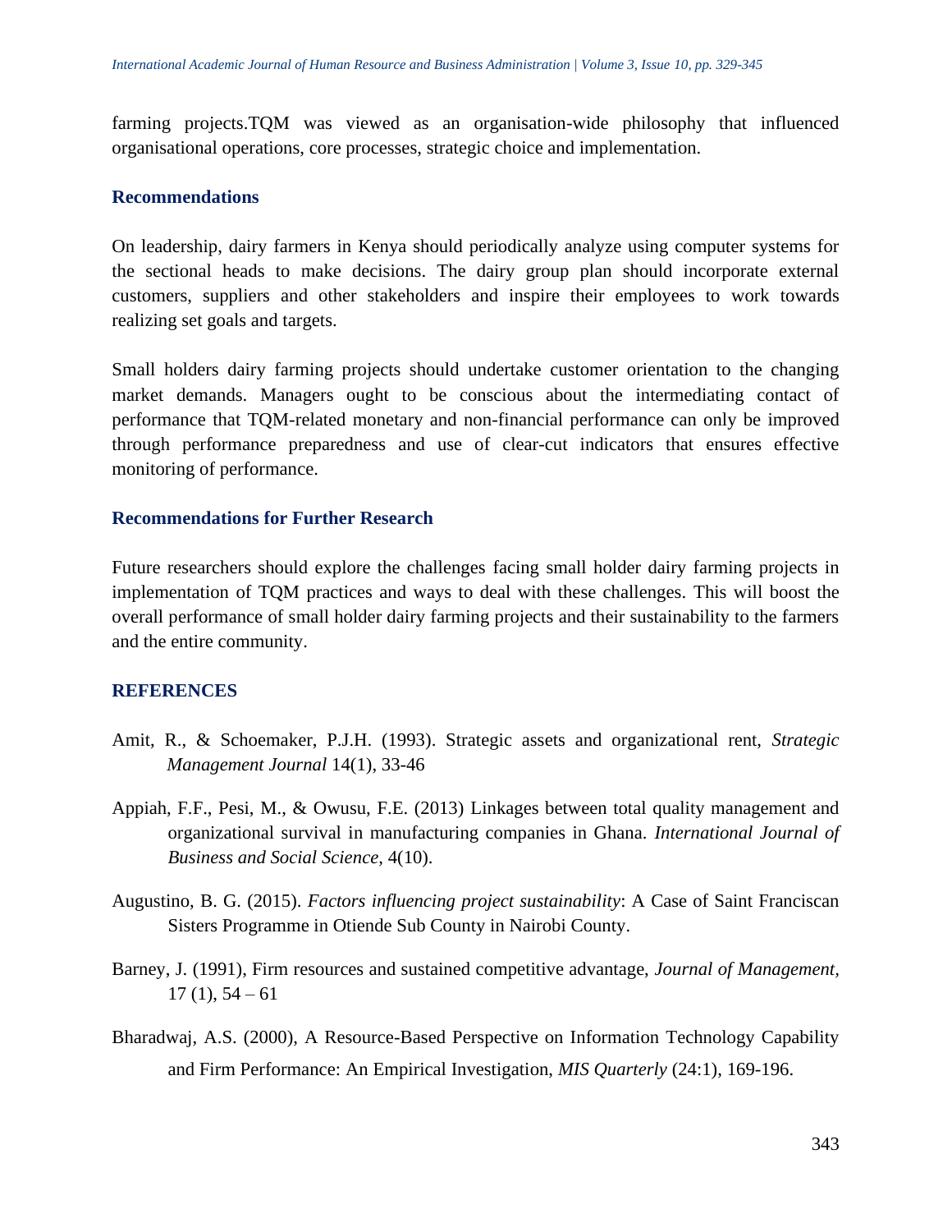farming projects.TQM was viewed as an organisation-wide philosophy that influenced organisational operations, core processes, strategic choice and implementation.

## Recommendations

On leadership, dairy farmers in Kenya should periodically analyze using computer systems for the sectional heads to make decisions. The dairy group plan should incorporate external customers, suppliers and other stakeholders and inspire their employees to work towards realizing set goals and targets.

Small holders dairy farming projects should undertake customer orientation to the changing market demands. Managers ought to be conscious about the intermediating contact of performance that TQM-related monetary and non-financial performance can only be improved through performance preparedness and use of clear-cut indicators that ensures effective monitoring of performance.

## Recommendations for Further Research

Future researchers should explore the challenges facing small holder dairy farming projects in implementation of TQM practices and ways to deal with these challenges. This will boost the overall performance of small holder dairy farming projects and their sustainability to the farmers and the entire community.

## REFERENCES

Amit, R., & Schoemaker, P.J.H. (1993). Strategic assets and organizational rent, *Strategic Management Journal* 14(1), 33-46

Appiah, F.F., Pesi, M., & Owusu, F.E. (2013) Linkages between total quality management and organizational survival in manufacturing companies in Ghana. *International Journal of Business and Social Science*, 4(10).

Augustino, B. G. (2015). *Factors influencing project sustainability*: A Case of Saint Franciscan Sisters Programme in Otiende Sub County in Nairobi County.

Barney, J. (1991), Firm resources and sustained competitive advantage, *Journal of Management,* 17 (1), 54 – 61

Bharadwaj, A.S. (2000), A Resource-Based Perspective on Information Technology Capability and Firm Performance: An Empirical Investigation, *MIS Quarterly* (24:1), 169-196.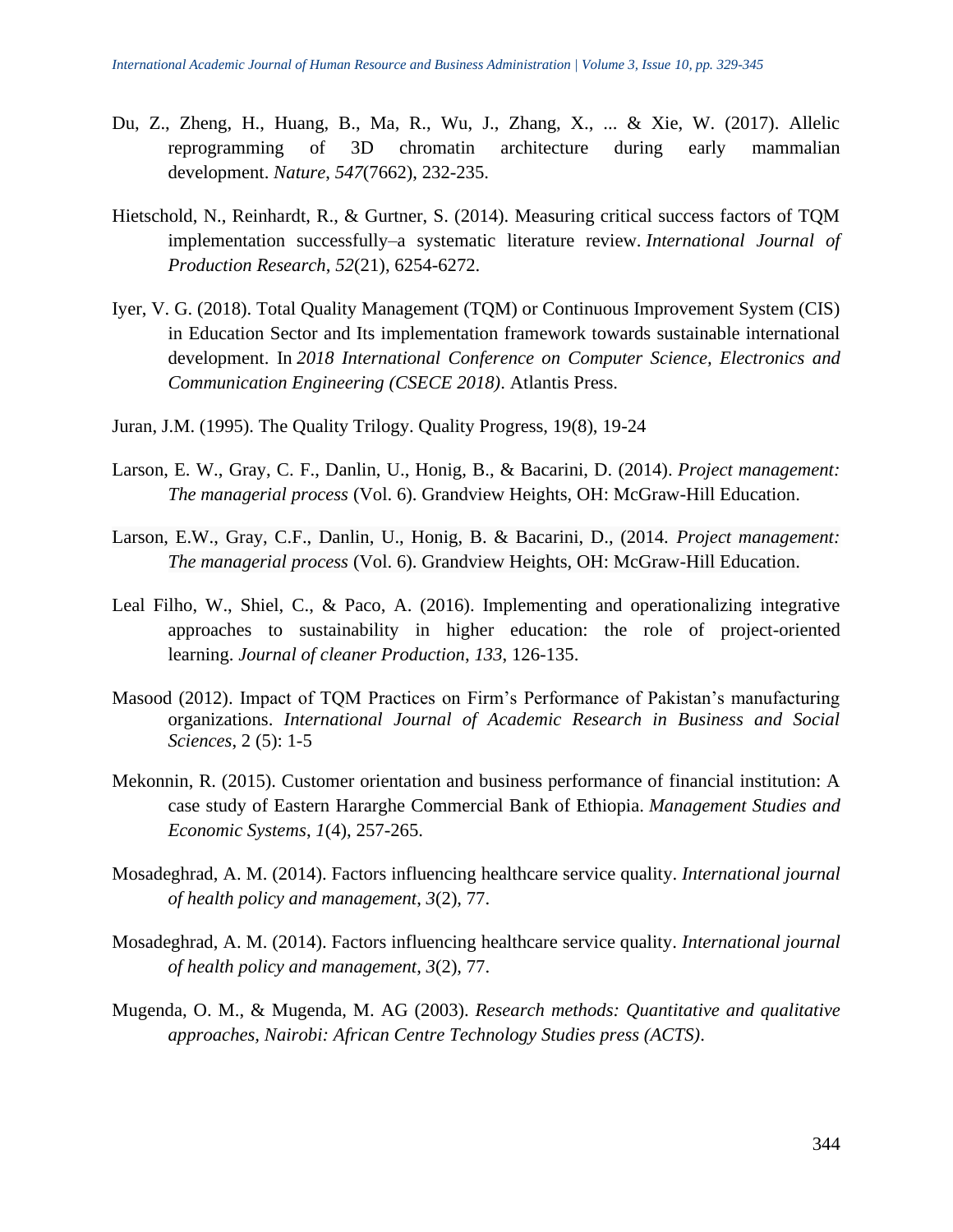Du, Z., Zheng, H., Huang, B., Ma, R., Wu, J., Zhang, X., ... & Xie, W. (2017). Allelic reprogramming of 3D chromatin architecture during early mammalian development. *Nature*, *547*(7662), 232-235.

Hietschold, N., Reinhardt, R., & Gurtner, S. (2014). Measuring critical success factors of TQM implementation successfully–a systematic literature review. *International Journal of Production Research*, *52*(21), 6254-6272.

Iyer, V. G. (2018). Total Quality Management (TQM) or Continuous Improvement System (CIS) in Education Sector and Its implementation framework towards sustainable international development. In *2018 International Conference on Computer Science, Electronics and Communication Engineering (CSECE 2018)*. Atlantis Press.

Juran, J.M. (1995). The Quality Trilogy. Quality Progress, 19(8), 19-24

Larson, E. W., Gray, C. F., Danlin, U., Honig, B., & Bacarini, D. (2014). *Project management: The managerial process* (Vol. 6). Grandview Heights, OH: McGraw-Hill Education.

Larson, E.W., Gray, C.F., Danlin, U., Honig, B. & Bacarini, D., (2014. *Project management: The managerial process* (Vol. 6). Grandview Heights, OH: McGraw-Hill Education.

Leal Filho, W., Shiel, C., & Paco, A. (2016). Implementing and operationalizing integrative approaches to sustainability in higher education: the role of project-oriented learning. *Journal of cleaner Production*, *133*, 126-135.

Masood (2012). Impact of TQM Practices on Firm's Performance of Pakistan's manufacturing organizations. *International Journal of Academic Research in Business and Social Sciences*, 2 (5): 1-5

Mekonnin, R. (2015). Customer orientation and business performance of financial institution: A case study of Eastern Hararghe Commercial Bank of Ethiopia. *Management Studies and Economic Systems*, *1*(4), 257-265.

Mosadeghrad, A. M. (2014). Factors influencing healthcare service quality. *International journal of health policy and management*, *3*(2), 77.

Mosadeghrad, A. M. (2014). Factors influencing healthcare service quality. *International journal of health policy and management*, *3*(2), 77.

Mugenda, O. M., & Mugenda, M. AG (2003). *Research methods: Quantitative and qualitative approaches, Nairobi: African Centre Technology Studies press (ACTS)*.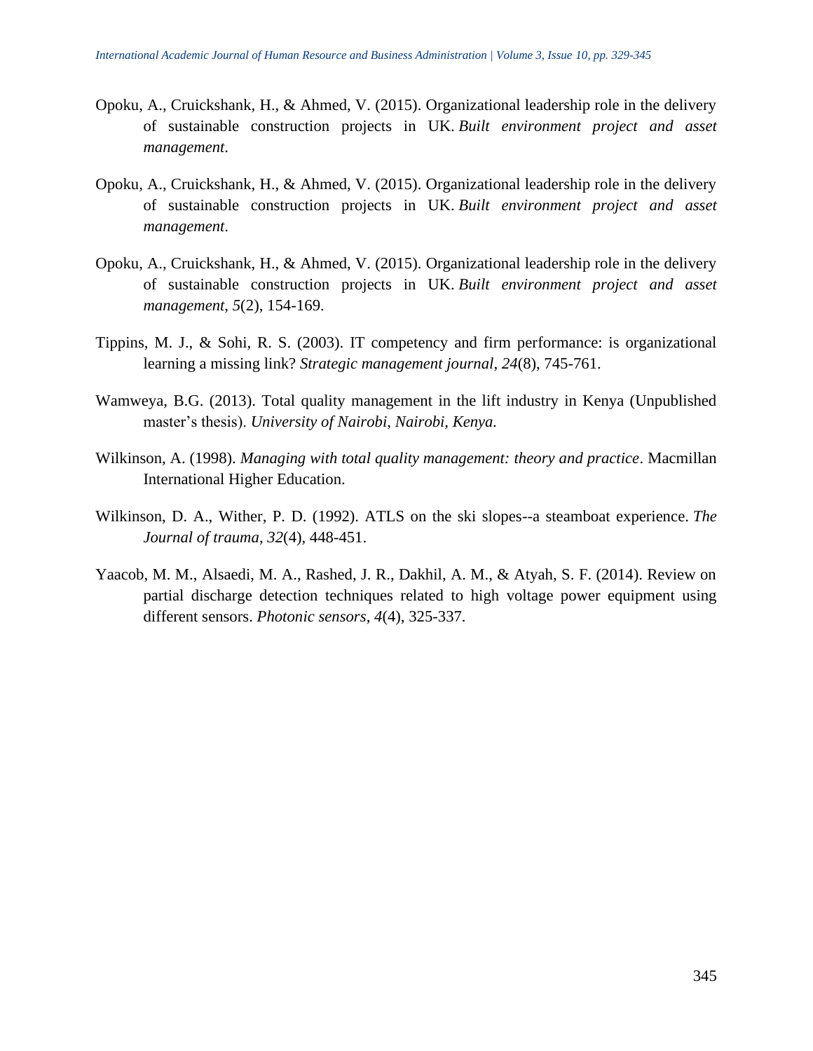Opoku, A., Cruickshank, H., & Ahmed, V. (2015). Organizational leadership role in the delivery of sustainable construction projects in UK. *Built environment project and asset management*.

Opoku, A., Cruickshank, H., & Ahmed, V. (2015). Organizational leadership role in the delivery of sustainable construction projects in UK. *Built environment project and asset management*.

Opoku, A., Cruickshank, H., & Ahmed, V. (2015). Organizational leadership role in the delivery of sustainable construction projects in UK. *Built environment project and asset management*, *5*(2), 154-169.

Tippins, M. J., & Sohi, R. S. (2003). IT competency and firm performance: is organizational learning a missing link? *Strategic management journal*, *24*(8), 745-761.

Wamweya, B.G. (2013). Total quality management in the lift industry in Kenya (Unpublished master's thesis). *University of Nairobi, Nairobi, Kenya.*

Wilkinson, A. (1998). *Managing with total quality management: theory and practice*. Macmillan International Higher Education.

Wilkinson, D. A., Wither, P. D. (1992). ATLS on the ski slopes--a steamboat experience. *The Journal of trauma*, *32*(4), 448-451.

Yaacob, M. M., Alsaedi, M. A., Rashed, J. R., Dakhil, A. M., & Atyah, S. F. (2014). Review on partial discharge detection techniques related to high voltage power equipment using different sensors. *Photonic sensors*, *4*(4), 325-337.